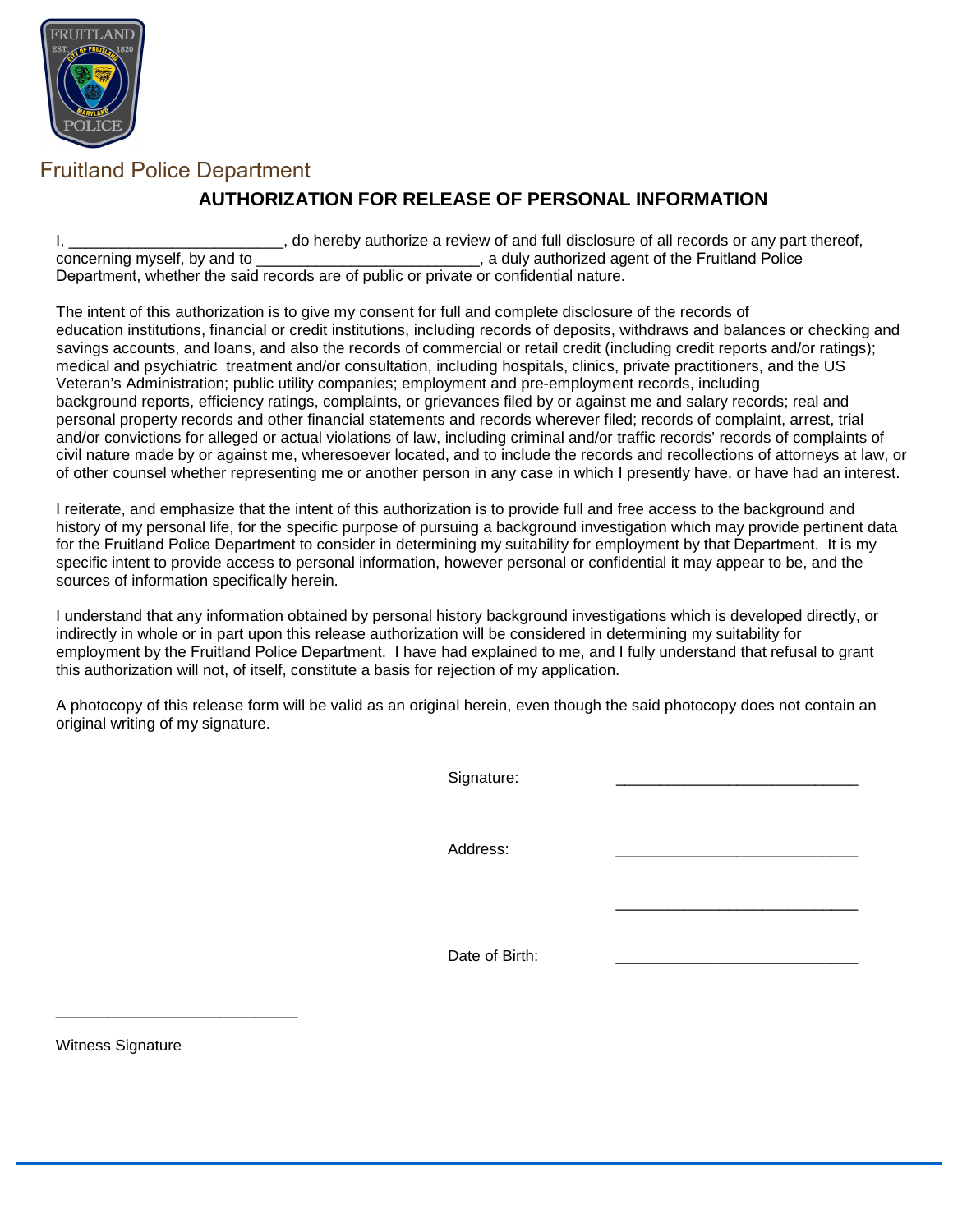Fruitland Police Department

# AUTHORIZATION FOR RELEASE OF PERSONAL INFORMATION

I, _________________________, do hereby authorize a review of and full disclosure of all records or any part thereof, concerning myself, by and to __________________________, a duly authorized agent of the Fruitland Police Department, whether the said records are of public or private or confidential nature.

The intent of this authorization is to give my consent for full and complete disclosure of the records of education institutions, financial or credit institutions, including records of deposits, withdraws and balances or checking and savings accounts, and loans, and also the records of commercial or retail credit (including credit reports and/or ratings); medical and psychiatric treatment and/or consultation, including hospitals, clinics, private practitioners, and the US Veteran's Administration; public utility companies; employment and pre-employment records, including background reports, efficiency ratings, complaints, or grievances filed by or against me and salary records; real and personal property records and other financial statements and records wherever filed; records of complaint, arrest, trial and/or convictions for alleged or actual violations of law, including criminal and/or traffic records' records of complaints of civil nature made by or against me, wheresoever located, and to include the records and recollections of attorneys at law, or of other counsel whether representing me or another person in any case in which I presently have, or have had an interest.

I reiterate, and emphasize that the intent of this authorization is to provide full and free access to the background and history of my personal life, for the specific purpose of pursuing a background investigation which may provide pertinent data for the Fruitland Police Department to consider in determining my suitability for employment by that Department. It is my specific intent to provide access to personal information, however personal or confidential it may appear to be, and the sources of information specifically herein.

I understand that any information obtained by personal history background investigations which is developed directly, or indirectly in whole or in part upon this release authorization will be considered in determining my suitability for employment by the Fruitland Police Department. I have had explained to me, and I fully understand that refusal to grant this authorization will not, of itself, constitute a basis for rejection of my application.

A photocopy of this release form will be valid as an original herein, even though the said photocopy does not contain an original writing of my signature.

Signature: ____________________________

Address: ____________________________

____________________________

Date of Birth: ____________________________

____________________________

Witness Signature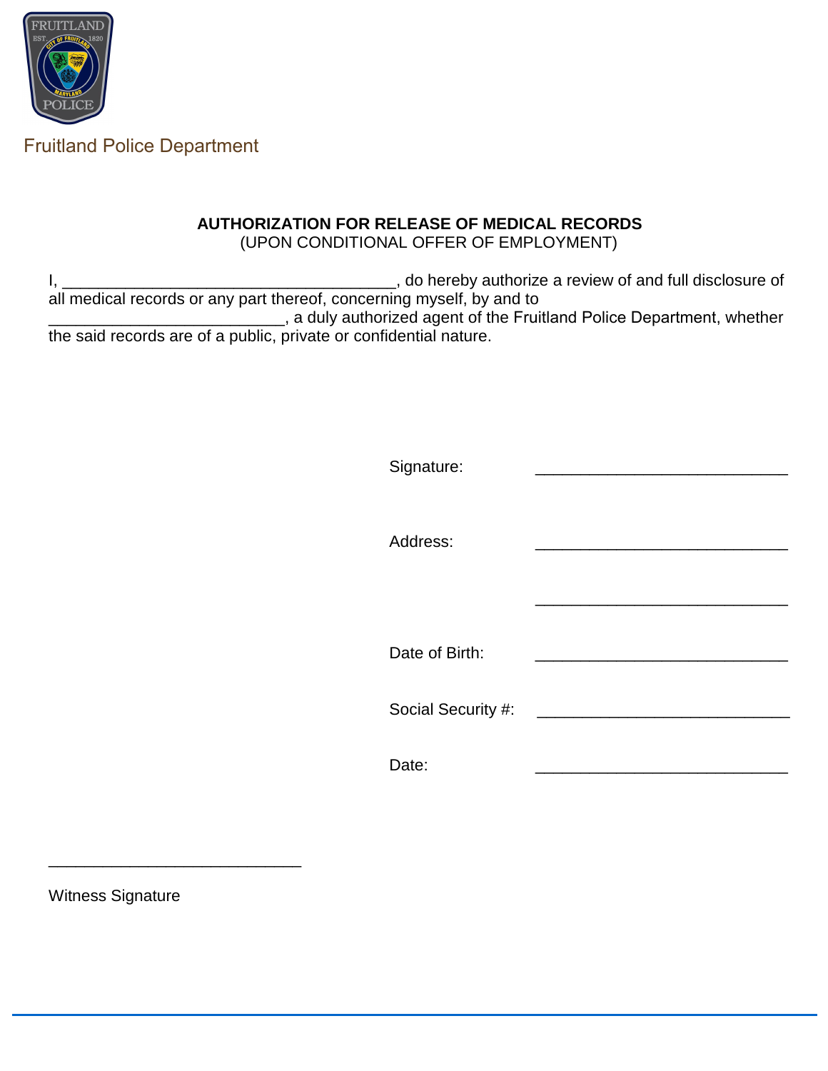Fruitland Police Department

**AUTHORIZATION FOR RELEASE OF MEDICAL RECORDS**
(UPON CONDITIONAL OFFER OF EMPLOYMENT)

I, ______________________________________, do hereby authorize a review of and full disclosure of all medical records or any part thereof, concerning myself, by and to ___________________________, a duly authorized agent of the Fruitland Police Department, whether the said records are of a public, private or confidential nature.

Signature: _____________________________

Address: _____________________________

_____________________________

Date of Birth: _____________________________

Social Security #: _____________________________

Date: _____________________________

_____________________________

Witness Signature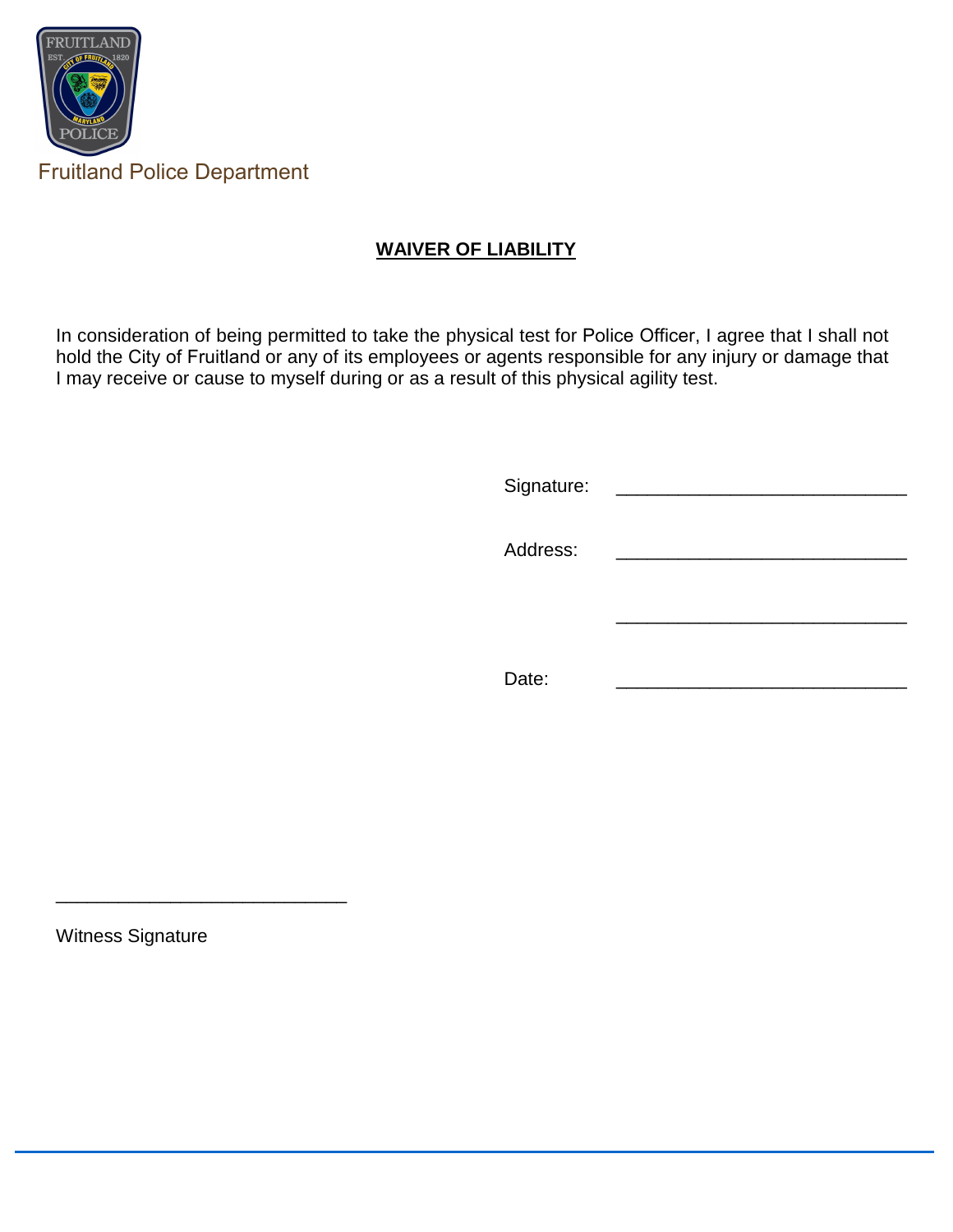Fruitland Police Department

## WAIVER OF LIABILITY

In consideration of being permitted to take the physical test for Police Officer, I agree that I shall not hold the City of Fruitland or any of its employees or agents responsible for any injury or damage that I may receive or cause to myself during or as a result of this physical agility test.

Signature: ____________________________

Address: ____________________________

____________________________

Date: ____________________________

____________________________

Witness Signature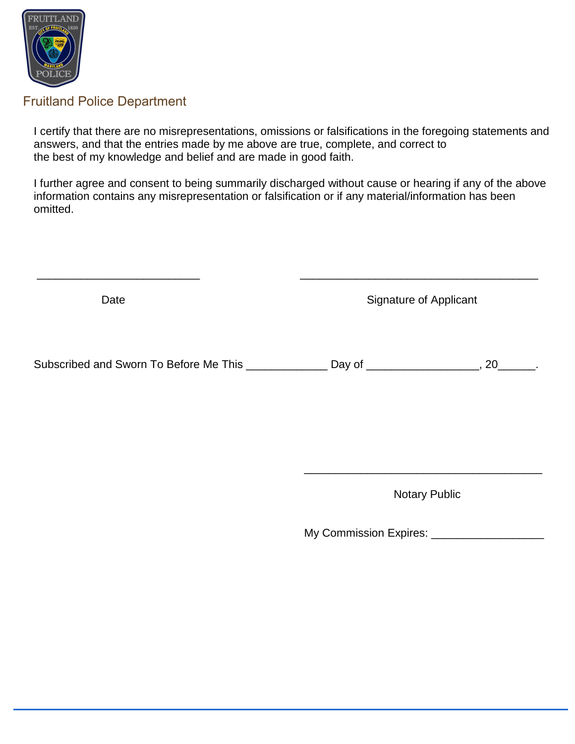Fruitland Police Department

I certify that there are no misrepresentations, omissions or falsifications in the foregoing statements and answers, and that the entries made by me above are true, complete, and correct to the best of my knowledge and belief and are made in good faith.

I further agree and consent to being summarily discharged without cause or hearing if any of the above information contains any misrepresentation or falsification or if any material/information has been omitted.

\_\_\_\_\_\_\_\_\_\_\_\_\_\_\_\_\_\_\_\_\_\_\_\_\_\_ Date

\_\_\_\_\_\_\_\_\_\_\_\_\_\_\_\_\_\_\_\_\_\_\_\_\_\_\_\_\_\_\_\_\_\_\_\_\_\_ Signature of Applicant

Subscribed and Sworn To Before Me This \_\_\_\_\_\_\_\_\_\_\_\_\_ Day of \_\_\_\_\_\_\_\_\_\_\_\_\_\_\_\_\_\_, 20\_\_\_\_\_\_.

\_\_\_\_\_\_\_\_\_\_\_\_\_\_\_\_\_\_\_\_\_\_\_\_\_\_\_\_\_\_\_\_\_\_\_\_\_\_ Notary Public

My Commission Expires: \_\_\_\_\_\_\_\_\_\_\_\_\_\_\_\_\_\_